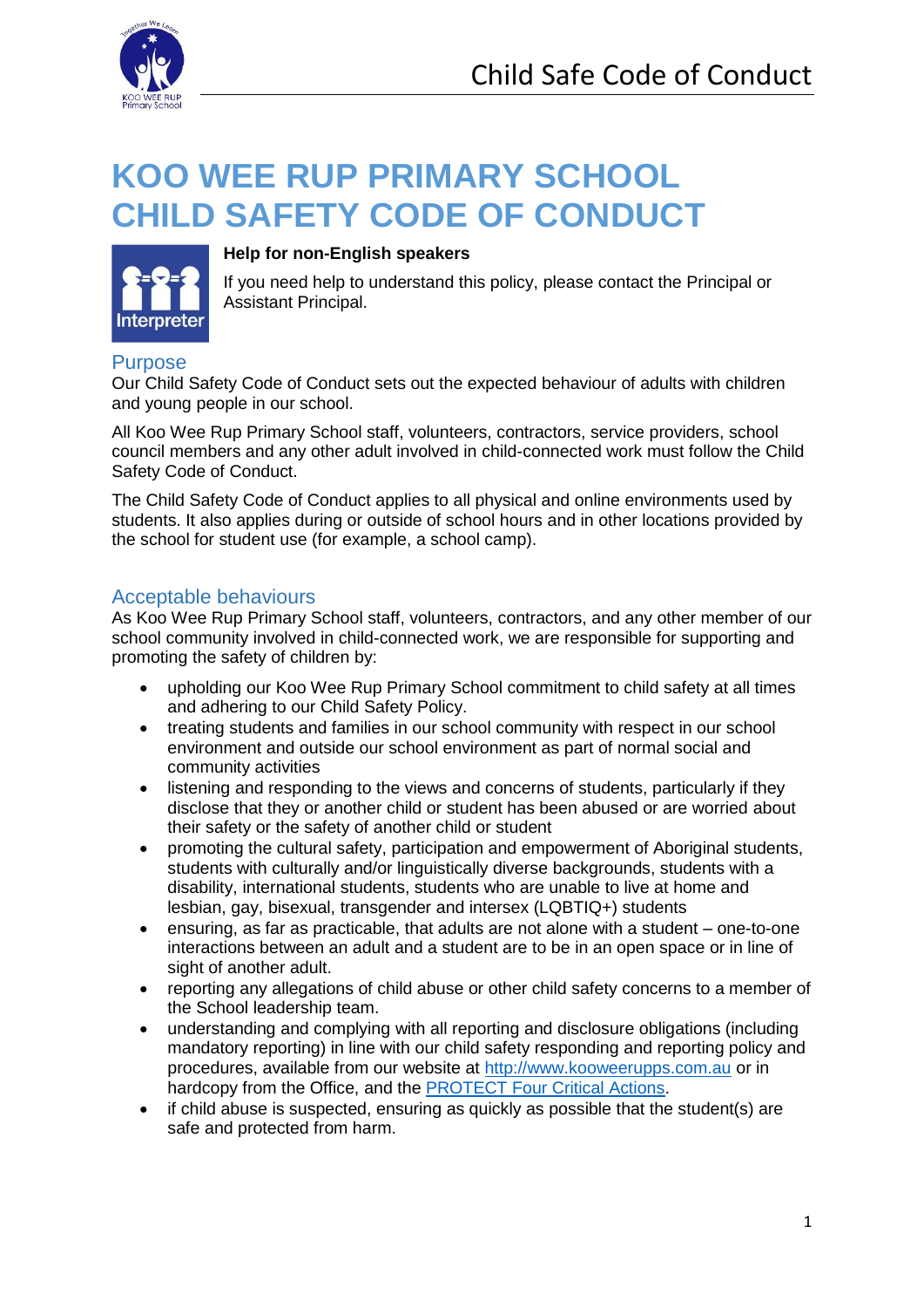# KOO WEE RUP PRIMARY SCHOOL CHILD SAFETY CODE OF CONDUCT

**Help for non-English speakers**

If you need help to understand this policy, please contact the Principal or Assistant Principal.

## Purpose

Our Child Safety Code of Conduct sets out the expected behaviour of adults with children and young people in our school.

All Koo Wee Rup Primary School staff, volunteers, contractors, service providers, school council members and any other adult involved in child-connected work must follow the Child Safety Code of Conduct.

The Child Safety Code of Conduct applies to all physical and online environments used by students. It also applies during or outside of school hours and in other locations provided by the school for student use (for example, a school camp).

## Acceptable behaviours

As Koo Wee Rup Primary School staff, volunteers, contractors, and any other member of our school community involved in child-connected work, we are responsible for supporting and promoting the safety of children by:

- upholding our Koo Wee Rup Primary School commitment to child safety at all times and adhering to our Child Safety Policy.
- treating students and families in our school community with respect in our school environment and outside our school environment as part of normal social and community activities
- listening and responding to the views and concerns of students, particularly if they disclose that they or another child or student has been abused or are worried about their safety or the safety of another child or student
- promoting the cultural safety, participation and empowerment of Aboriginal students, students with culturally and/or linguistically diverse backgrounds, students with a disability, international students, students who are unable to live at home and lesbian, gay, bisexual, transgender and intersex (LQBTIQ+) students
- ensuring, as far as practicable, that adults are not alone with a student – one-to-one interactions between an adult and a student are to be in an open space or in line of sight of another adult.
- reporting any allegations of child abuse or other child safety concerns to a member of the School leadership team.
- understanding and complying with all reporting and disclosure obligations (including mandatory reporting) in line with our child safety responding and reporting policy and procedures, available from our website at http://www.kooweerupps.com.au or in hardcopy from the Office, and the PROTECT Four Critical Actions.
- if child abuse is suspected, ensuring as quickly as possible that the student(s) are safe and protected from harm.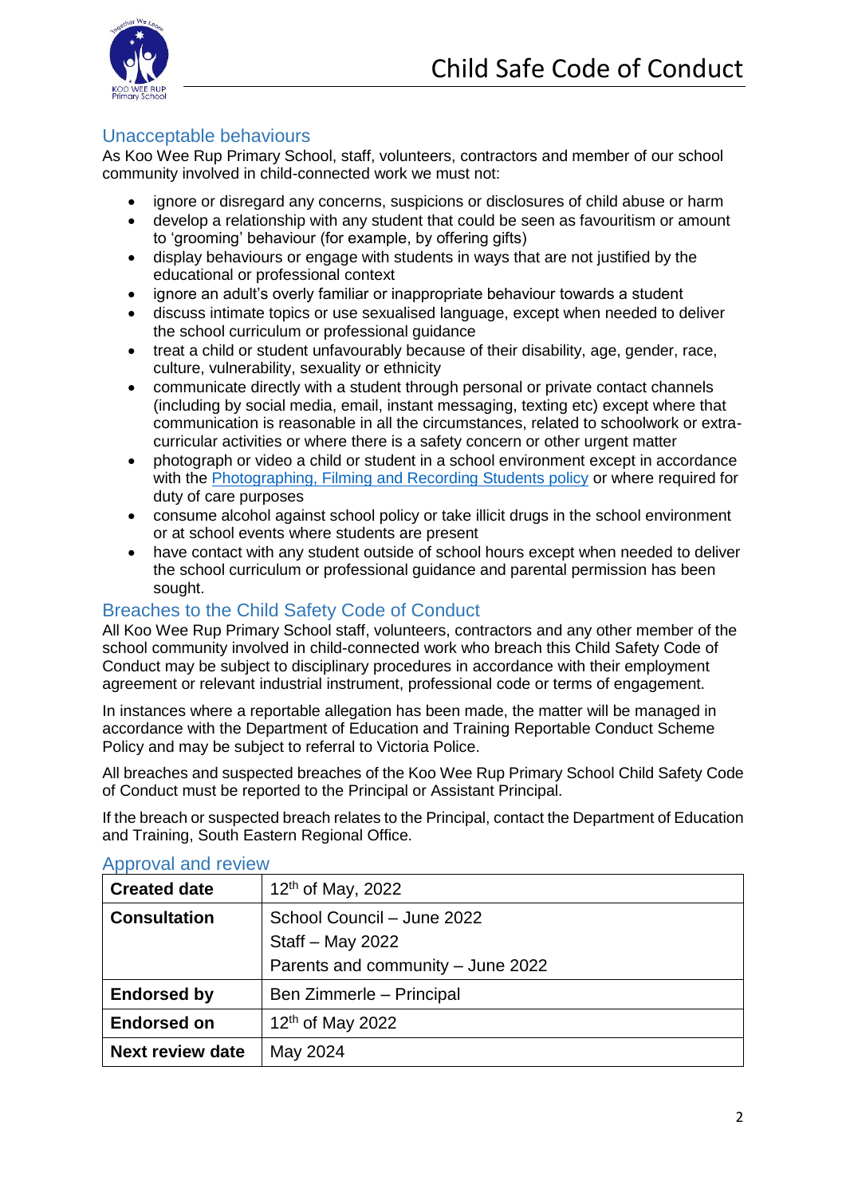## Unacceptable behaviours

As Koo Wee Rup Primary School, staff, volunteers, contractors and member of our school community involved in child-connected work we must not:

- ignore or disregard any concerns, suspicions or disclosures of child abuse or harm
- develop a relationship with any student that could be seen as favouritism or amount to 'grooming' behaviour (for example, by offering gifts)
- display behaviours or engage with students in ways that are not justified by the educational or professional context
- ignore an adult's overly familiar or inappropriate behaviour towards a student
- discuss intimate topics or use sexualised language, except when needed to deliver the school curriculum or professional guidance
- treat a child or student unfavourably because of their disability, age, gender, race, culture, vulnerability, sexuality or ethnicity
- communicate directly with a student through personal or private contact channels (including by social media, email, instant messaging, texting etc) except where that communication is reasonable in all the circumstances, related to schoolwork or extra-curricular activities or where there is a safety concern or other urgent matter
- photograph or video a child or student in a school environment except in accordance with the Photographing, Filming and Recording Students policy or where required for duty of care purposes
- consume alcohol against school policy or take illicit drugs in the school environment or at school events where students are present
- have contact with any student outside of school hours except when needed to deliver the school curriculum or professional guidance and parental permission has been sought.

## Breaches to the Child Safety Code of Conduct

All Koo Wee Rup Primary School staff, volunteers, contractors and any other member of the school community involved in child-connected work who breach this Child Safety Code of Conduct may be subject to disciplinary procedures in accordance with their employment agreement or relevant industrial instrument, professional code or terms of engagement.

In instances where a reportable allegation has been made, the matter will be managed in accordance with the Department of Education and Training Reportable Conduct Scheme Policy and may be subject to referral to Victoria Police.

All breaches and suspected breaches of the Koo Wee Rup Primary School Child Safety Code of Conduct must be reported to the Principal or Assistant Principal.

If the breach or suspected breach relates to the Principal, contact the Department of Education and Training, South Eastern Regional Office.

## Approval and review

| | |
|---|---|
| **Created date** | 12th of May, 2022 |
| **Consultation** | School Council – June 2022<br>Staff – May 2022<br>Parents and community – June 2022 |
| **Endorsed by** | Ben Zimmerle – Principal |
| **Endorsed on** | 12th of May 2022 |
| **Next review date** | May 2024 |